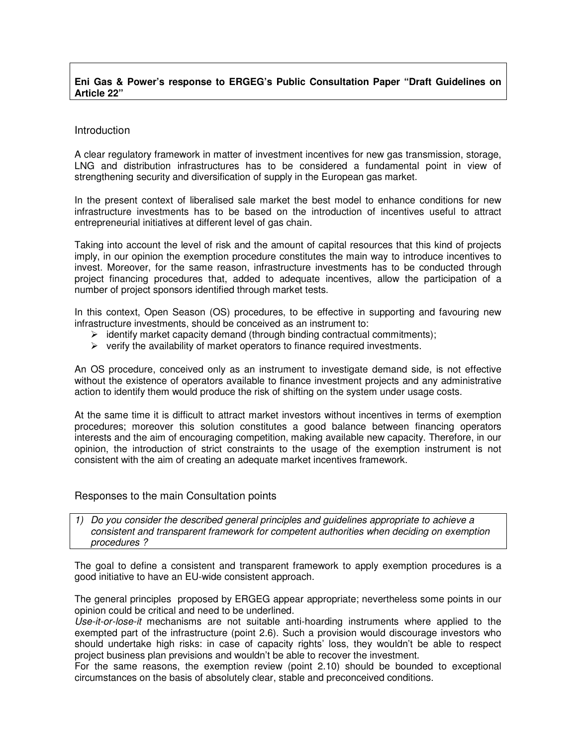**Eni Gas & Power's response to ERGEG's Public Consultation Paper "Draft Guidelines on Article 22"**

## Introduction

A clear regulatory framework in matter of investment incentives for new gas transmission, storage, LNG and distribution infrastructures has to be considered a fundamental point in view of strengthening security and diversification of supply in the European gas market.

In the present context of liberalised sale market the best model to enhance conditions for new infrastructure investments has to be based on the introduction of incentives useful to attract entrepreneurial initiatives at different level of gas chain.

Taking into account the level of risk and the amount of capital resources that this kind of projects imply, in our opinion the exemption procedure constitutes the main way to introduce incentives to invest. Moreover, for the same reason, infrastructure investments has to be conducted through project financing procedures that, added to adequate incentives, allow the participation of a number of project sponsors identified through market tests.

In this context, Open Season (OS) procedures, to be effective in supporting and favouring new infrastructure investments, should be conceived as an instrument to:

- identify market capacity demand (through binding contractual commitments);
- verify the availability of market operators to finance required investments.

An OS procedure, conceived only as an instrument to investigate demand side, is not effective without the existence of operators available to finance investment projects and any administrative action to identify them would produce the risk of shifting on the system under usage costs.

At the same time it is difficult to attract market investors without incentives in terms of exemption procedures; moreover this solution constitutes a good balance between financing operators interests and the aim of encouraging competition, making available new capacity. Therefore, in our opinion, the introduction of strict constraints to the usage of the exemption instrument is not consistent with the aim of creating an adequate market incentives framework.

## Responses to the main Consultation points

*1) Do you consider the described general principles and guidelines appropriate to achieve a consistent and transparent framework for competent authorities when deciding on exemption procedures ?*

The goal to define a consistent and transparent framework to apply exemption procedures is a good initiative to have an EU-wide consistent approach.

The general principles proposed by ERGEG appear appropriate; nevertheless some points in our opinion could be critical and need to be underlined.

*Use-it-or-lose-it* mechanisms are not suitable anti-hoarding instruments where applied to the exempted part of the infrastructure (point 2.6). Such a provision would discourage investors who should undertake high risks: in case of capacity rights' loss, they wouldn't be able to respect project business plan previsions and wouldn't be able to recover the investment.

For the same reasons, the exemption review (point 2.10) should be bounded to exceptional circumstances on the basis of absolutely clear, stable and preconceived conditions.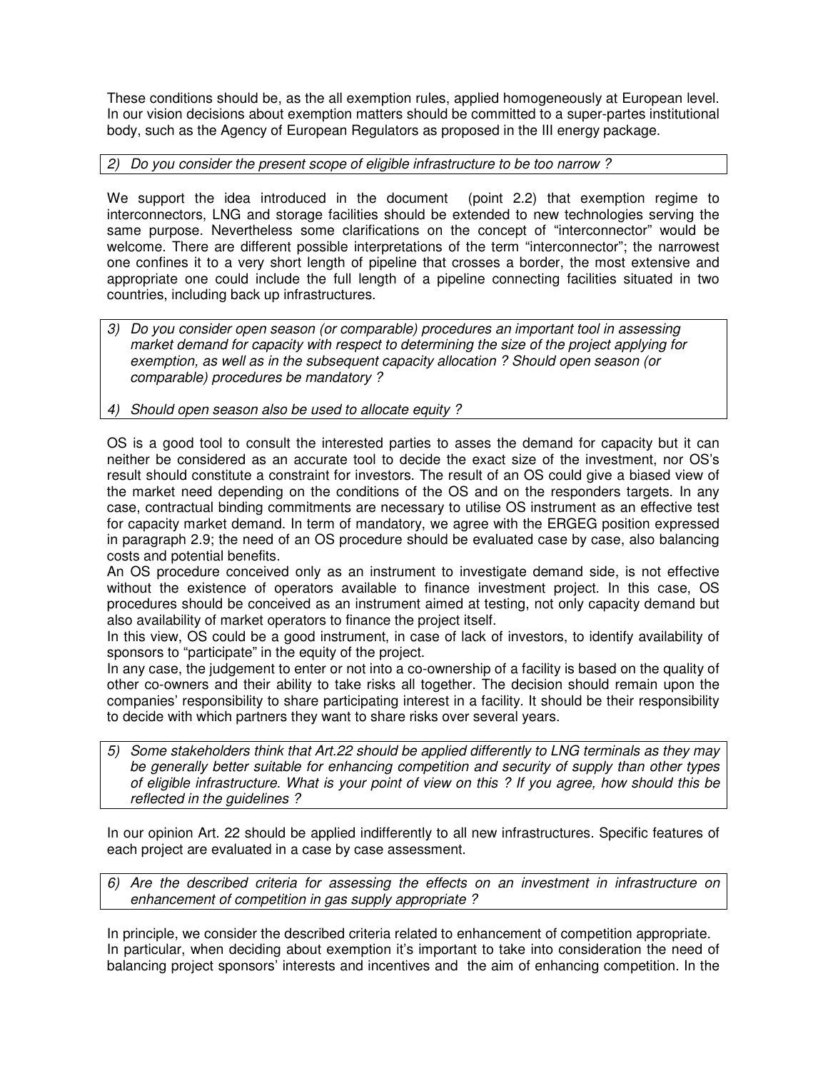These conditions should be, as the all exemption rules, applied homogeneously at European level. In our vision decisions about exemption matters should be committed to a super-partes institutional body, such as the Agency of European Regulators as proposed in the III energy package.

*2) Do you consider the present scope of eligible infrastructure to be too narrow ?*

We support the idea introduced in the document (point 2.2) that exemption regime to interconnectors, LNG and storage facilities should be extended to new technologies serving the same purpose. Nevertheless some clarifications on the concept of "interconnector" would be welcome. There are different possible interpretations of the term "interconnector"; the narrowest one confines it to a very short length of pipeline that crosses a border, the most extensive and appropriate one could include the full length of a pipeline connecting facilities situated in two countries, including back up infrastructures.

*3) Do you consider open season (or comparable) procedures an important tool in assessing market demand for capacity with respect to determining the size of the project applying for exemption, as well as in the subsequent capacity allocation ? Should open season (or comparable) procedures be mandatory ?*

*4) Should open season also be used to allocate equity ?*

OS is a good tool to consult the interested parties to asses the demand for capacity but it can neither be considered as an accurate tool to decide the exact size of the investment, nor OS's result should constitute a constraint for investors. The result of an OS could give a biased view of the market need depending on the conditions of the OS and on the responders targets. In any case, contractual binding commitments are necessary to utilise OS instrument as an effective test for capacity market demand. In term of mandatory, we agree with the ERGEG position expressed in paragraph 2.9; the need of an OS procedure should be evaluated case by case, also balancing costs and potential benefits.

An OS procedure conceived only as an instrument to investigate demand side, is not effective without the existence of operators available to finance investment project. In this case, OS procedures should be conceived as an instrument aimed at testing, not only capacity demand but also availability of market operators to finance the project itself.

In this view, OS could be a good instrument, in case of lack of investors, to identify availability of sponsors to "participate" in the equity of the project.

In any case, the judgement to enter or not into a co-ownership of a facility is based on the quality of other co-owners and their ability to take risks all together. The decision should remain upon the companies' responsibility to share participating interest in a facility. It should be their responsibility to decide with which partners they want to share risks over several years.

*5) Some stakeholders think that Art.22 should be applied differently to LNG terminals as they may be generally better suitable for enhancing competition and security of supply than other types of eligible infrastructure. What is your point of view on this ? If you agree, how should this be reflected in the guidelines ?*

In our opinion Art. 22 should be applied indifferently to all new infrastructures. Specific features of each project are evaluated in a case by case assessment.

*6) Are the described criteria for assessing the effects on an investment in infrastructure on enhancement of competition in gas supply appropriate ?*

In principle, we consider the described criteria related to enhancement of competition appropriate. In particular, when deciding about exemption it's important to take into consideration the need of balancing project sponsors' interests and incentives and the aim of enhancing competition. In the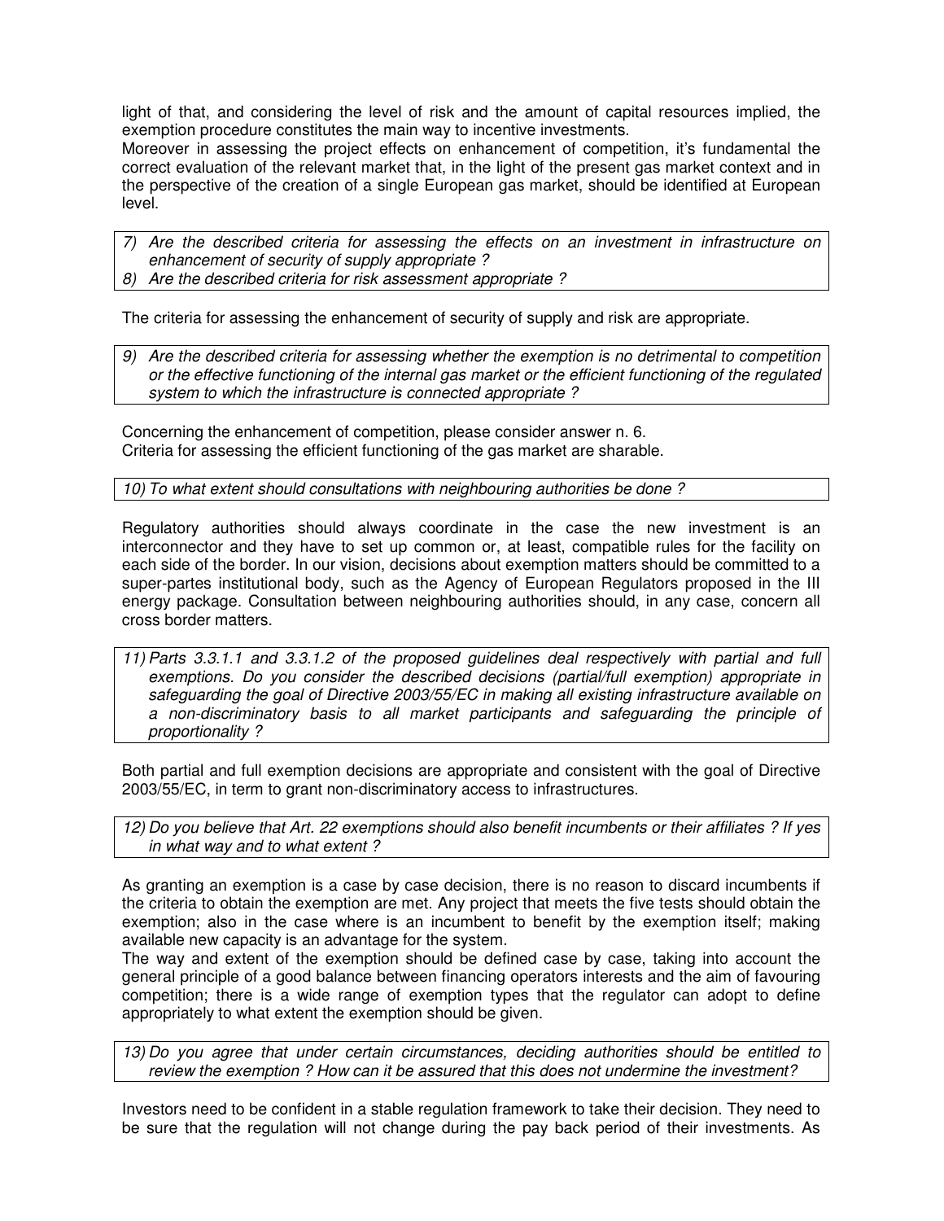light of that, and considering the level of risk and the amount of capital resources implied, the exemption procedure constitutes the main way to incentive investments.
Moreover in assessing the project effects on enhancement of competition, it's fundamental the correct evaluation of the relevant market that, in the light of the present gas market context and in the perspective of the creation of a single European gas market, should be identified at European level.

*7) Are the described criteria for assessing the effects on an investment in infrastructure on enhancement of security of supply appropriate ?*
*8) Are the described criteria for risk assessment appropriate ?*

The criteria for assessing the enhancement of security of supply and risk are appropriate.

*9) Are the described criteria for assessing whether the exemption is no detrimental to competition or the effective functioning of the internal gas market or the efficient functioning of the regulated system to which the infrastructure is connected appropriate ?*

Concerning the enhancement of competition, please consider answer n. 6.
Criteria for assessing the efficient functioning of the gas market are sharable.

*10) To what extent should consultations with neighbouring authorities be done ?*

Regulatory authorities should always coordinate in the case the new investment is an interconnector and they have to set up common or, at least, compatible rules for the facility on each side of the border. In our vision, decisions about exemption matters should be committed to a super-partes institutional body, such as the Agency of European Regulators proposed in the III energy package. Consultation between neighbouring authorities should, in any case, concern all cross border matters.

*11) Parts 3.3.1.1 and 3.3.1.2 of the proposed guidelines deal respectively with partial and full exemptions. Do you consider the described decisions (partial/full exemption) appropriate in safeguarding the goal of Directive 2003/55/EC in making all existing infrastructure available on a non-discriminatory basis to all market participants and safeguarding the principle of proportionality ?*

Both partial and full exemption decisions are appropriate and consistent with the goal of Directive 2003/55/EC, in term to grant non-discriminatory access to infrastructures.

*12) Do you believe that Art. 22 exemptions should also benefit incumbents or their affiliates ? If yes in what way and to what extent ?*

As granting an exemption is a case by case decision, there is no reason to discard incumbents if the criteria to obtain the exemption are met. Any project that meets the five tests should obtain the exemption; also in the case where is an incumbent to benefit by the exemption itself; making available new capacity is an advantage for the system.
The way and extent of the exemption should be defined case by case, taking into account the general principle of a good balance between financing operators interests and the aim of favouring competition; there is a wide range of exemption types that the regulator can adopt to define appropriately to what extent the exemption should be given.

*13) Do you agree that under certain circumstances, deciding authorities should be entitled to review the exemption ? How can it be assured that this does not undermine the investment?*

Investors need to be confident in a stable regulation framework to take their decision. They need to be sure that the regulation will not change during the pay back period of their investments. As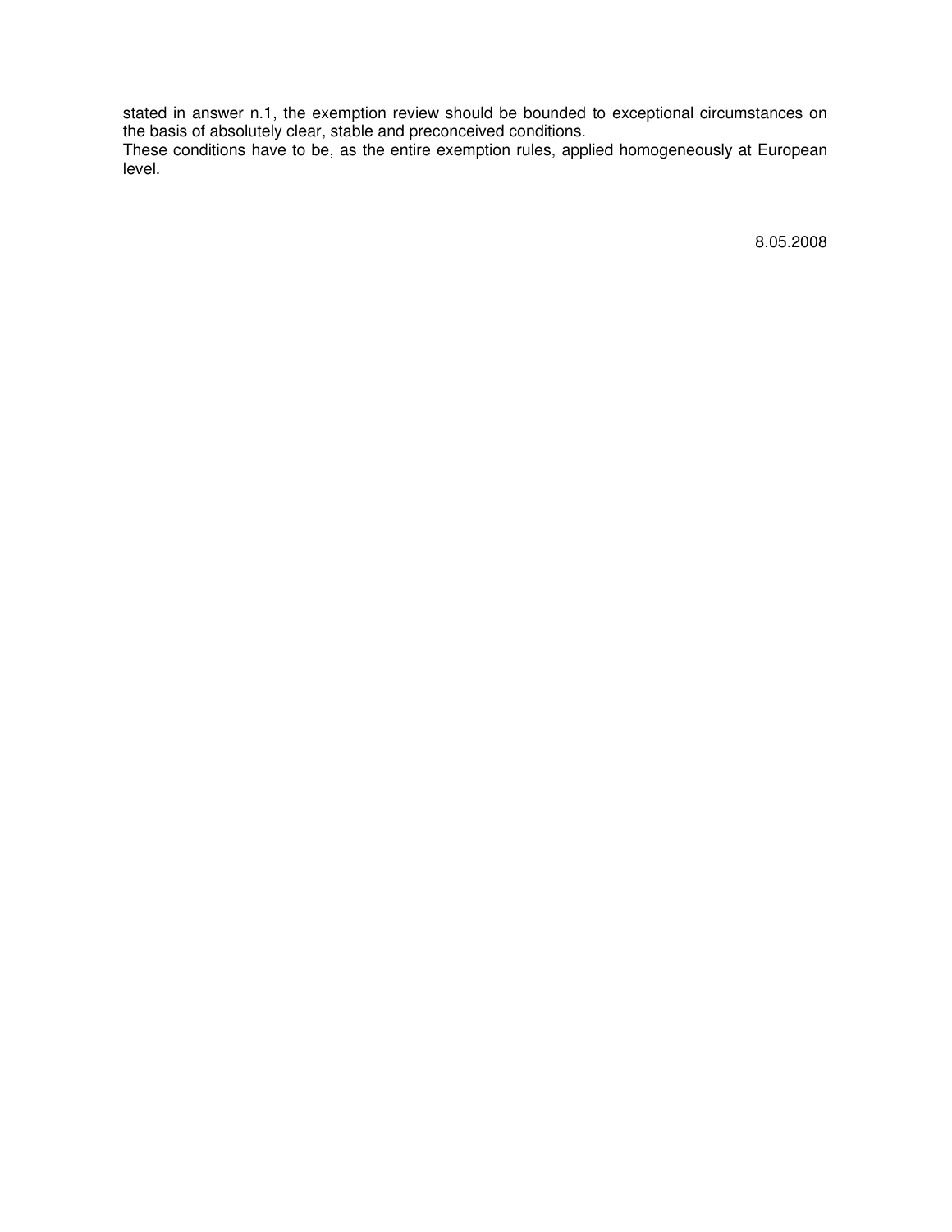stated in answer n.1, the exemption review should be bounded to exceptional circumstances on the basis of absolutely clear, stable and preconceived conditions.
These conditions have to be, as the entire exemption rules, applied homogeneously at European level.

8.05.2008